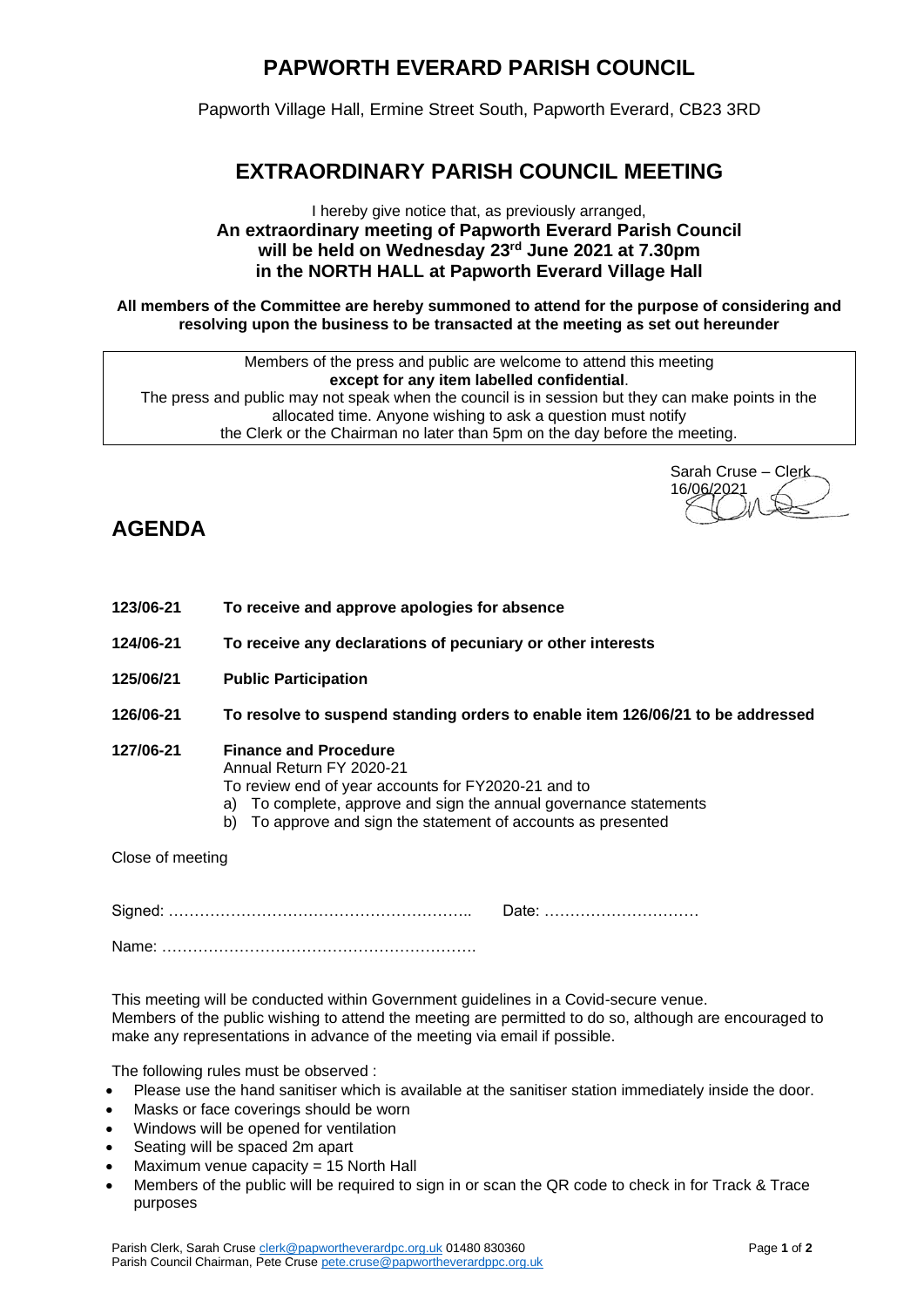# PAPWORTH EVERARD PARISH COUNCIL

Papworth Village Hall, Ermine Street South, Papworth Everard, CB23 3RD

## EXTRAORDINARY PARISH COUNCIL MEETING

I hereby give notice that, as previously arranged,
**An extraordinary meeting of Papworth Everard Parish Council will be held on Wednesday 23rd June 2021 at 7.30pm in the NORTH HALL at Papworth Everard Village Hall**

**All members of the Committee are hereby summoned to attend for the purpose of considering and resolving upon the business to be transacted at the meeting as set out hereunder**

Members of the press and public are welcome to attend this meeting **except for any item labelled confidential**.
The press and public may not speak when the council is in session but they can make points in the allocated time. Anyone wishing to ask a question must notify the Clerk or the Chairman no later than 5pm on the day before the meeting.

Sarah Cruse – Clerk
16/06/2021

## AGENDA

**123/06-21** **To receive and approve apologies for absence**

**124/06-21** **To receive any declarations of pecuniary or other interests**

**125/06/21** **Public Participation**

**126/06-21** **To resolve to suspend standing orders to enable item 126/06/21 to be addressed**

**127/06-21** **Finance and Procedure**
Annual Return FY 2020-21
To review end of year accounts for FY2020-21 and to
a) To complete, approve and sign the annual governance statements
b) To approve and sign the statement of accounts as presented

Close of meeting

Signed: ………………………………………………….. Date: …………………………

Name: ……………………………………………………

This meeting will be conducted within Government guidelines in a Covid-secure venue.
Members of the public wishing to attend the meeting are permitted to do so, although are encouraged to make any representations in advance of the meeting via email if possible.

The following rules must be observed :

- Please use the hand sanitiser which is available at the sanitiser station immediately inside the door.
- Masks or face coverings should be worn
- Windows will be opened for ventilation
- Seating will be spaced 2m apart
- Maximum venue capacity = 15 North Hall
- Members of the public will be required to sign in or scan the QR code to check in for Track & Trace purposes

Parish Clerk, Sarah Cruse clerk@papwortheverardpc.org.uk 01480 830360
Parish Council Chairman, Pete Cruse pete.cruse@papwortheverardppc.org.uk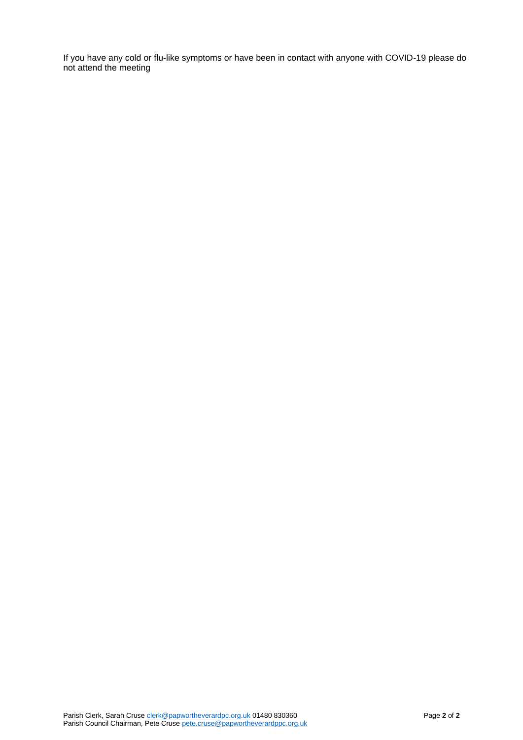If you have any cold or flu-like symptoms or have been in contact with anyone with COVID-19 please do not attend the meeting